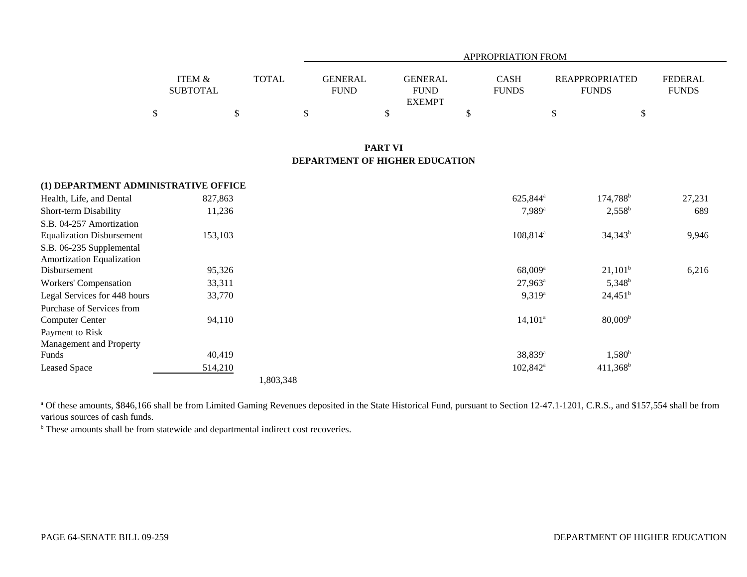| | ITEM & SUBTOTAL | TOTAL | APPROPRIATION FROM | | | | |
|---|---|---|---|---|---|---|---|
| | | | GENERAL FUND | GENERAL FUND EXEMPT | CASH FUNDS | REAPPROPRIATED FUNDS | FEDERAL FUNDS |
| | $ | $ | $ | $ | $ | $ | $ |

## PART VI
## DEPARTMENT OF HIGHER EDUCATION

### (1) DEPARTMENT ADMINISTRATIVE OFFICE

| | ITEM & SUBTOTAL | TOTAL | GENERAL FUND | GENERAL FUND EXEMPT | CASH FUNDS | REAPPROPRIATED FUNDS | FEDERAL FUNDS |
|---|---|---|---|---|---|---|---|
| Health, Life, and Dental | 827,863 | | | | 625,844[a] | 174,788[b] | 27,231 |
| Short-term Disability | 11,236 | | | | 7,989[a] | 2,558[b] | 689 |
| S.B. 04-257 Amortization Equalization Disbursement | 153,103 | | | | 108,814[a] | 34,343[b] | 9,946 |
| S.B. 06-235 Supplemental Amortization Equalization Disbursement | 95,326 | | | | 68,009[a] | 21,101[b] | 6,216 |
| Workers' Compensation | 33,311 | | | | 27,963[a] | 5,348[b] | |
| Legal Services for 448 hours | 33,770 | | | | 9,319[a] | 24,451[b] | |
| Purchase of Services from Computer Center | 94,110 | | | | 14,101[a] | 80,009[b] | |
| Payment to Risk Management and Property Funds | 40,419 | | | | 38,839[a] | 1,580[b] | |
| Leased Space | 514,210 | | | | 102,842[a] | 411,368[b] | |
| | | 1,803,348 | | | | | |

[a] Of these amounts, $846,166 shall be from Limited Gaming Revenues deposited in the State Historical Fund, pursuant to Section 12-47.1-1201, C.R.S., and $157,554 shall be from various sources of cash funds.

[b] These amounts shall be from statewide and departmental indirect cost recoveries.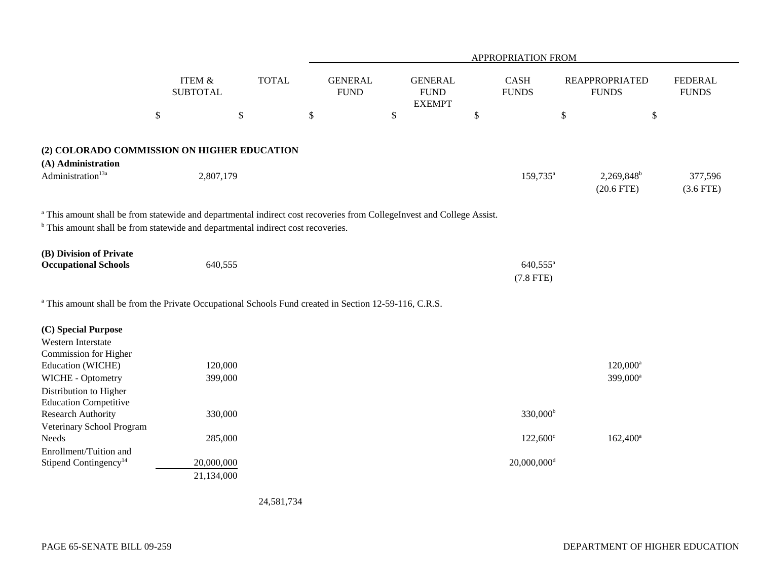| | ITEM & SUBTOTAL | TOTAL | APPROPRIATION FROM GENERAL FUND | GENERAL FUND EXEMPT | CASH FUNDS | REAPPROPRIATED FUNDS | FEDERAL FUNDS |
|---|---|---|---|---|---|---|---|
| | $ | $ | $ | $ | $ | $ | $ |
| **(2) COLORADO COMMISSION ON HIGHER EDUCATION** | | | | | | | |
| **(A) Administration** | | | | | | | |
| Administration[13a] | 2,807,179 | | | | 159,735[a] | 2,269,848[b] (20.6 FTE) | 377,596 (3.6 FTE) |

[a] This amount shall be from statewide and departmental indirect cost recoveries from CollegeInvest and College Assist.
[b] This amount shall be from statewide and departmental indirect cost recoveries.

| | ITEM & SUBTOTAL | TOTAL | GENERAL FUND | GENERAL FUND EXEMPT | CASH FUNDS | REAPPROPRIATED FUNDS | FEDERAL FUNDS |
|---|---|---|---|---|---|---|---|
| **(B) Division of Private Occupational Schools** | 640,555 | | | | 640,555[a] (7.8 FTE) | | |

[a] This amount shall be from the Private Occupational Schools Fund created in Section 12-59-116, C.R.S.

| | ITEM & SUBTOTAL | TOTAL | GENERAL FUND | GENERAL FUND EXEMPT | CASH FUNDS | REAPPROPRIATED FUNDS | FEDERAL FUNDS |
|---|---|---|---|---|---|---|---|
| **(C) Special Purpose** | | | | | | | |
| Western Interstate Commission for Higher Education (WICHE) | 120,000 | | | | | 120,000[a] | |
| WICHE - Optometry | 399,000 | | | | | 399,000[a] | |
| Distribution to Higher Education Competitive Research Authority | 330,000 | | | | 330,000[b] | | |
| Veterinary School Program Needs | 285,000 | | | | 122,600[c] | 162,400[a] | |
| Enrollment/Tuition and Stipend Contingency[14] | 20,000,000 | | | | 20,000,000[d] | | |
| | 21,134,000 | | | | | | |
| | | 24,581,734 | | | | | |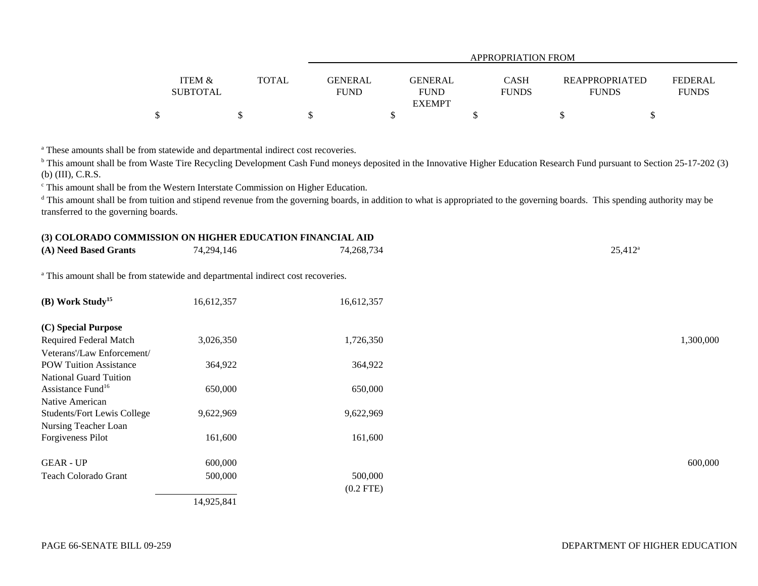| | ITEM & SUBTOTAL | TOTAL | APPROPRIATION FROM GENERAL FUND | GENERAL FUND EXEMPT | CASH FUNDS | REAPPROPRIATED FUNDS | FEDERAL FUNDS |
|---|---|---|---|---|---|---|---|
| | $ | $ | $ | $ | $ | $ | $ |

[a] These amounts shall be from statewide and departmental indirect cost recoveries.

[b] This amount shall be from Waste Tire Recycling Development Cash Fund moneys deposited in the Innovative Higher Education Research Fund pursuant to Section 25-17-202 (3) (b) (III), C.R.S.

[c] This amount shall be from the Western Interstate Commission on Higher Education.

[d] This amount shall be from tuition and stipend revenue from the governing boards, in addition to what is appropriated to the governing boards. This spending authority may be transferred to the governing boards.

**(3) COLORADO COMMISSION ON HIGHER EDUCATION FINANCIAL AID**

| | ITEM & SUBTOTAL | TOTAL | GENERAL FUND | GENERAL FUND EXEMPT | CASH FUNDS | REAPPROPRIATED FUNDS | FEDERAL FUNDS |
|---|---|---|---|---|---|---|---|
| **(A) Need Based Grants** | 74,294,146 | | 74,268,734 | | | 25,412[a] | |

[a] This amount shall be from statewide and departmental indirect cost recoveries.

| | ITEM & SUBTOTAL | TOTAL | GENERAL FUND | GENERAL FUND EXEMPT | CASH FUNDS | REAPPROPRIATED FUNDS | FEDERAL FUNDS |
|---|---|---|---|---|---|---|---|
| **(B) Work Study[15]** | 16,612,357 | | 16,612,357 | | | | |
| **(C) Special Purpose** | | | | | | | |
| Required Federal Match | 3,026,350 | | 1,726,350 | | | | 1,300,000 |
| Veterans'/Law Enforcement/ POW Tuition Assistance | 364,922 | | 364,922 | | | | |
| National Guard Tuition Assistance Fund[16] | 650,000 | | 650,000 | | | | |
| Native American Students/Fort Lewis College | 9,622,969 | | 9,622,969 | | | | |
| Nursing Teacher Loan Forgiveness Pilot | 161,600 | | 161,600 | | | | |
| GEAR - UP | 600,000 | | | | | | 600,000 |
| Teach Colorado Grant | 500,000 | | 500,000 (0.2 FTE) | | | | |
| | 14,925,841 | | | | | | |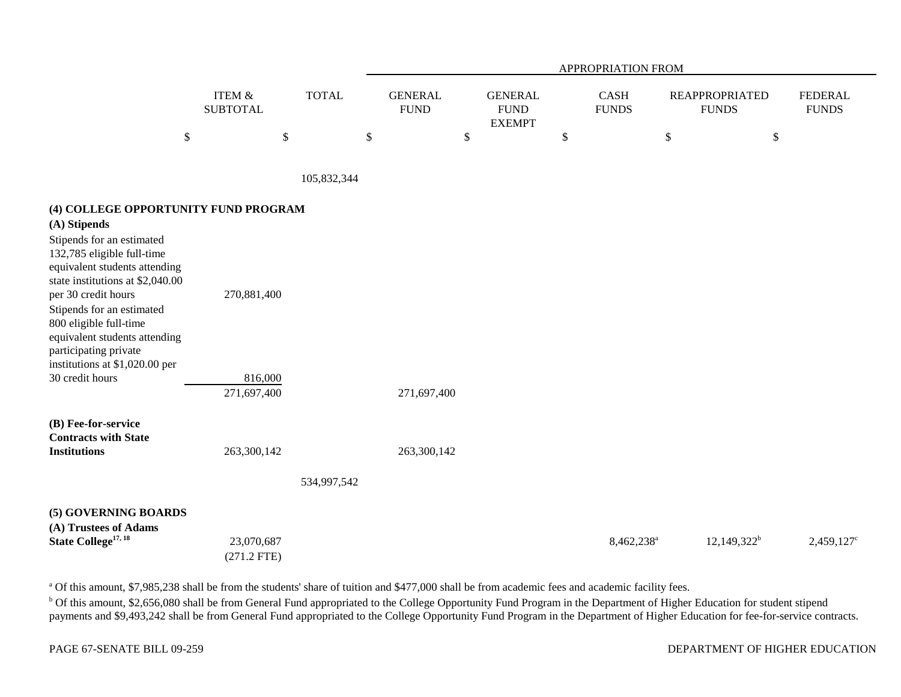| | ITEM & SUBTOTAL | TOTAL | GENERAL FUND | GENERAL FUND EXEMPT | CASH FUNDS | REAPPROPRIATED FUNDS | FEDERAL FUNDS |
|---|---|---|---|---|---|---|---|
| | | | APPROPRIATION FROM | | | | |
| | $ | $ | $ | $ | $ | $ | $ |
| | | 105,832,344 | | | | | |
| **(4) COLLEGE OPPORTUNITY FUND PROGRAM** | | | | | | | |
| **(A) Stipends** | | | | | | | |
| Stipends for an estimated 132,785 eligible full-time equivalent students attending state institutions at $2,040.00 per 30 credit hours | 270,881,400 | | | | | | |
| Stipends for an estimated 800 eligible full-time equivalent students attending participating private institutions at $1,020.00 per 30 credit hours | 816,000 | | | | | | |
| | 271,697,400 | | 271,697,400 | | | | |
| **(B) Fee-for-service Contracts with State Institutions** | 263,300,142 | | 263,300,142 | | | | |
| | | 534,997,542 | | | | | |
| **(5) GOVERNING BOARDS** | | | | | | | |
| **(A) Trustees of Adams State College**[17, 18] | 23,070,687 (271.2 FTE) | | | | 8,462,238[a] | 12,149,322[b] | 2,459,127[c] |

[a] Of this amount, $7,985,238 shall be from the students' share of tuition and $477,000 shall be from academic fees and academic facility fees.

[b] Of this amount, $2,656,080 shall be from General Fund appropriated to the College Opportunity Fund Program in the Department of Higher Education for student stipend payments and $9,493,242 shall be from General Fund appropriated to the College Opportunity Fund Program in the Department of Higher Education for fee-for-service contracts.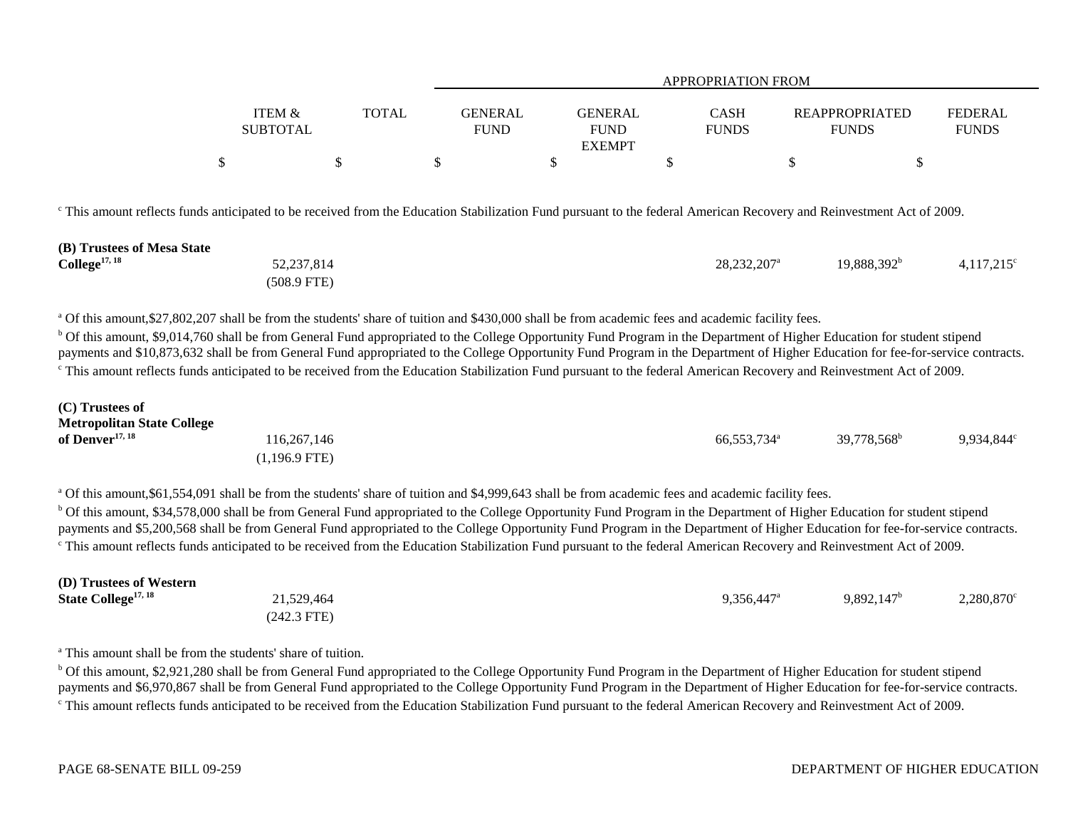| | ITEM & SUBTOTAL | TOTAL | APPROPRIATION FROM GENERAL FUND | GENERAL FUND EXEMPT | CASH FUNDS | REAPPROPRIATED FUNDS | FEDERAL FUNDS |
|---|---|---|---|---|---|---|---|
| | $ | $ | $ | $ | $ | $ | $ |

[c] This amount reflects funds anticipated to be received from the Education Stabilization Fund pursuant to the federal American Recovery and Reinvestment Act of 2009.

| | ITEM & SUBTOTAL | TOTAL | GENERAL FUND | GENERAL FUND EXEMPT | CASH FUNDS | REAPPROPRIATED FUNDS | FEDERAL FUNDS |
|---|---|---|---|---|---|---|---|
| **(B) Trustees of Mesa State College**[17, 18] | 52,237,814 (508.9 FTE) | | | | 28,232,207[a] | 19,888,392[b] | 4,117,215[c] |

[a] Of this amount,$27,802,207 shall be from the students' share of tuition and $430,000 shall be from academic fees and academic facility fees.

[b] Of this amount, $9,014,760 shall be from General Fund appropriated to the College Opportunity Fund Program in the Department of Higher Education for student stipend payments and $10,873,632 shall be from General Fund appropriated to the College Opportunity Fund Program in the Department of Higher Education for fee-for-service contracts.

[c] This amount reflects funds anticipated to be received from the Education Stabilization Fund pursuant to the federal American Recovery and Reinvestment Act of 2009.

| | ITEM & SUBTOTAL | TOTAL | GENERAL FUND | GENERAL FUND EXEMPT | CASH FUNDS | REAPPROPRIATED FUNDS | FEDERAL FUNDS |
|---|---|---|---|---|---|---|---|
| **(C) Trustees of Metropolitan State College of Denver**[17, 18] | 116,267,146 (1,196.9 FTE) | | | | 66,553,734[a] | 39,778,568[b] | 9,934,844[c] |

[a] Of this amount,$61,554,091 shall be from the students' share of tuition and $4,999,643 shall be from academic fees and academic facility fees.

[b] Of this amount, $34,578,000 shall be from General Fund appropriated to the College Opportunity Fund Program in the Department of Higher Education for student stipend payments and $5,200,568 shall be from General Fund appropriated to the College Opportunity Fund Program in the Department of Higher Education for fee-for-service contracts.

[c] This amount reflects funds anticipated to be received from the Education Stabilization Fund pursuant to the federal American Recovery and Reinvestment Act of 2009.

| | ITEM & SUBTOTAL | TOTAL | GENERAL FUND | GENERAL FUND EXEMPT | CASH FUNDS | REAPPROPRIATED FUNDS | FEDERAL FUNDS |
|---|---|---|---|---|---|---|---|
| **(D) Trustees of Western State College**[17, 18] | 21,529,464 (242.3 FTE) | | | | 9,356,447[a] | 9,892,147[b] | 2,280,870[c] |

[a] This amount shall be from the students' share of tuition.

[b] Of this amount, $2,921,280 shall be from General Fund appropriated to the College Opportunity Fund Program in the Department of Higher Education for student stipend payments and $6,970,867 shall be from General Fund appropriated to the College Opportunity Fund Program in the Department of Higher Education for fee-for-service contracts.

[c] This amount reflects funds anticipated to be received from the Education Stabilization Fund pursuant to the federal American Recovery and Reinvestment Act of 2009.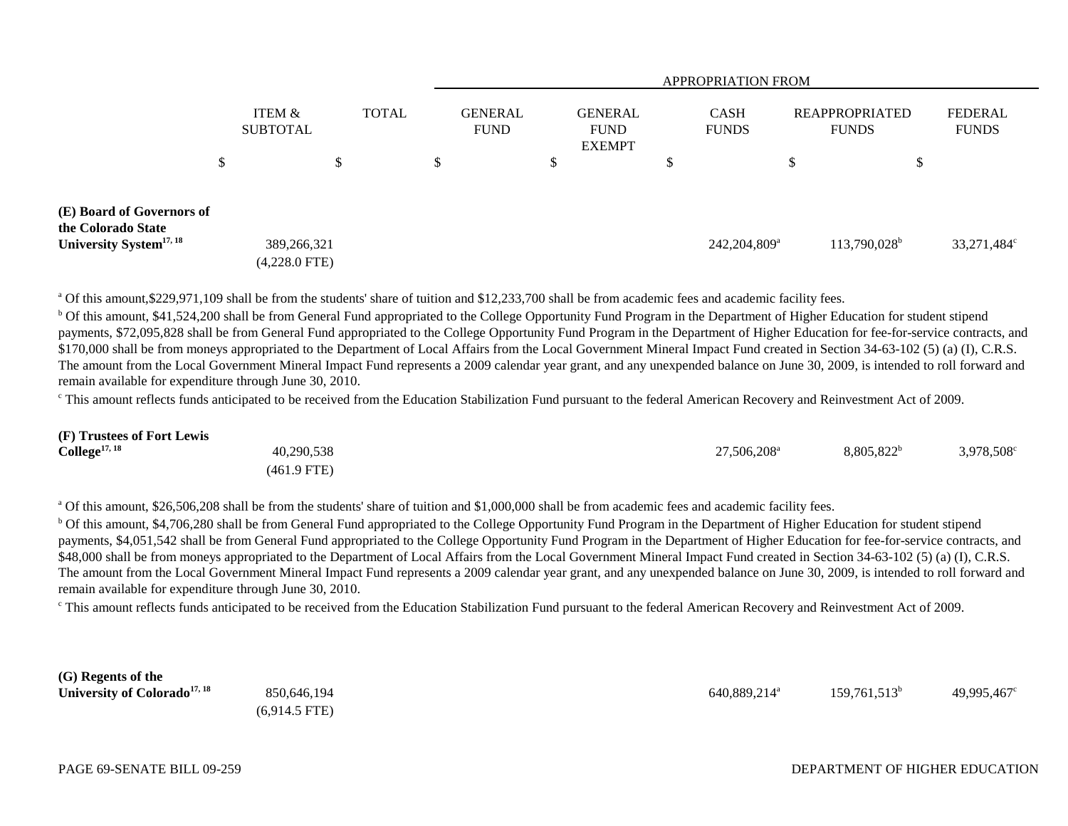| | ITEM & SUBTOTAL | TOTAL | APPROPRIATION FROM GENERAL FUND | GENERAL FUND EXEMPT | CASH FUNDS | REAPPROPRIATED FUNDS | FEDERAL FUNDS |
|---|---|---|---|---|---|---|---|
| | $ | $ | $ | $ | $ | $ | $ |
| **(E) Board of Governors of the Colorado State University System**[17, 18] | 389,266,321 (4,228.0 FTE) | | | | 242,204,809[a] | 113,790,028[b] | 33,271,484[c] |

[a] Of this amount,$229,971,109 shall be from the students' share of tuition and $12,233,700 shall be from academic fees and academic facility fees.

[b] Of this amount, $41,524,200 shall be from General Fund appropriated to the College Opportunity Fund Program in the Department of Higher Education for student stipend payments, $72,095,828 shall be from General Fund appropriated to the College Opportunity Fund Program in the Department of Higher Education for fee-for-service contracts, and $170,000 shall be from moneys appropriated to the Department of Local Affairs from the Local Government Mineral Impact Fund created in Section 34-63-102 (5) (a) (I), C.R.S. The amount from the Local Government Mineral Impact Fund represents a 2009 calendar year grant, and any unexpended balance on June 30, 2009, is intended to roll forward and remain available for expenditure through June 30, 2010.

[c] This amount reflects funds anticipated to be received from the Education Stabilization Fund pursuant to the federal American Recovery and Reinvestment Act of 2009.

| | ITEM & SUBTOTAL | TOTAL | GENERAL FUND | GENERAL FUND EXEMPT | CASH FUNDS | REAPPROPRIATED FUNDS | FEDERAL FUNDS |
|---|---|---|---|---|---|---|---|
| **(F) Trustees of Fort Lewis College**[17, 18] | 40,290,538 (461.9 FTE) | | | | 27,506,208[a] | 8,805,822[b] | 3,978,508[c] |

[a] Of this amount, $26,506,208 shall be from the students' share of tuition and $1,000,000 shall be from academic fees and academic facility fees.

[b] Of this amount, $4,706,280 shall be from General Fund appropriated to the College Opportunity Fund Program in the Department of Higher Education for student stipend payments, $4,051,542 shall be from General Fund appropriated to the College Opportunity Fund Program in the Department of Higher Education for fee-for-service contracts, and $48,000 shall be from moneys appropriated to the Department of Local Affairs from the Local Government Mineral Impact Fund created in Section 34-63-102 (5) (a) (I), C.R.S. The amount from the Local Government Mineral Impact Fund represents a 2009 calendar year grant, and any unexpended balance on June 30, 2009, is intended to roll forward and remain available for expenditure through June 30, 2010.

[c] This amount reflects funds anticipated to be received from the Education Stabilization Fund pursuant to the federal American Recovery and Reinvestment Act of 2009.

| | ITEM & SUBTOTAL | TOTAL | GENERAL FUND | GENERAL FUND EXEMPT | CASH FUNDS | REAPPROPRIATED FUNDS | FEDERAL FUNDS |
|---|---|---|---|---|---|---|---|
| **(G) Regents of the University of Colorado**[17, 18] | 850,646,194 (6,914.5 FTE) | | | | 640,889,214[a] | 159,761,513[b] | 49,995,467[c] |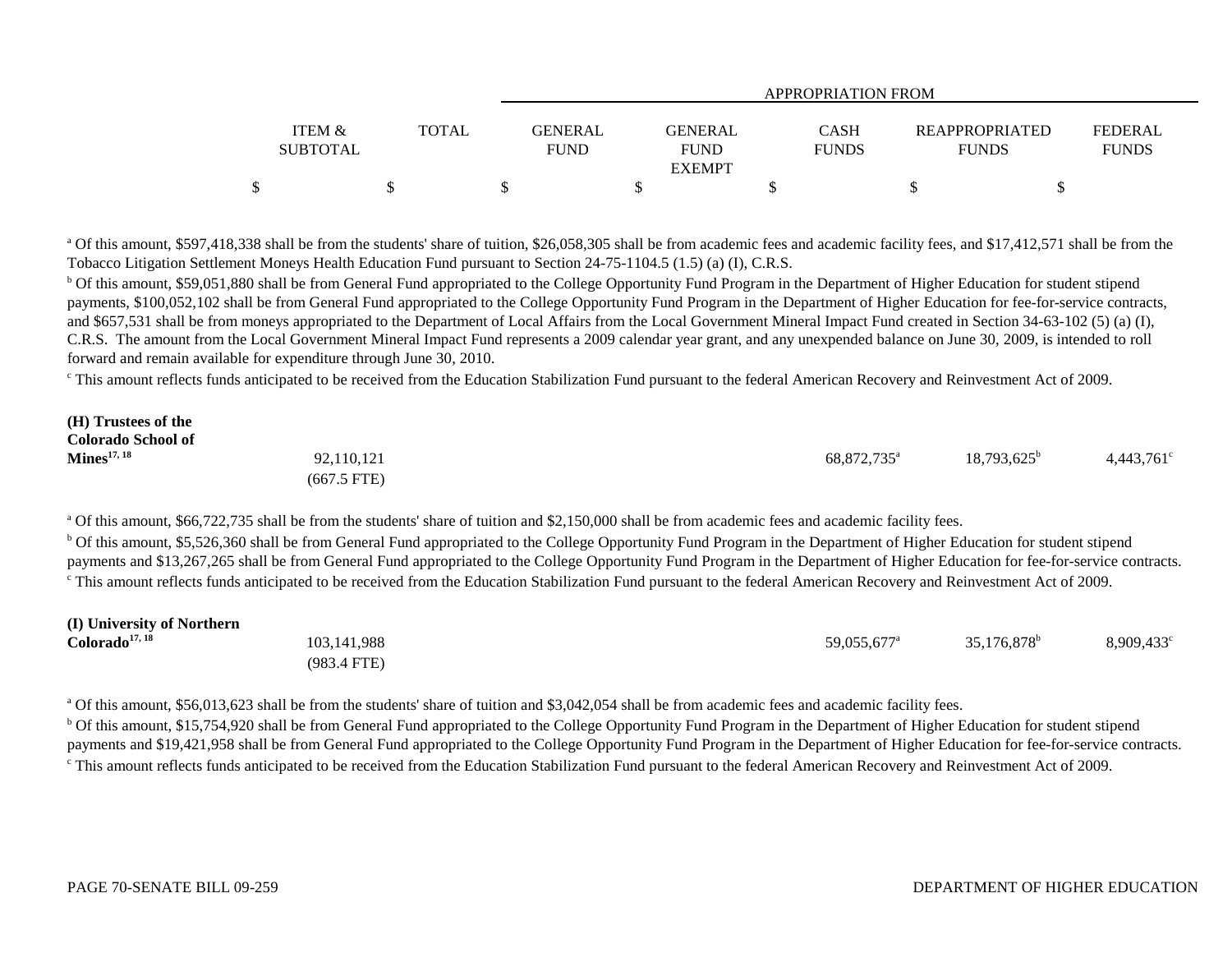| | ITEM & SUBTOTAL | TOTAL | APPROPRIATION FROM GENERAL FUND | GENERAL FUND EXEMPT | CASH FUNDS | REAPPROPRIATED FUNDS | FEDERAL FUNDS |
|---|---|---|---|---|---|---|---|
| | $ | $ | $ | $ | $ | $ | $ |

[a] Of this amount, $597,418,338 shall be from the students' share of tuition, $26,058,305 shall be from academic fees and academic facility fees, and $17,412,571 shall be from the Tobacco Litigation Settlement Moneys Health Education Fund pursuant to Section 24-75-1104.5 (1.5) (a) (I), C.R.S.

[b] Of this amount, $59,051,880 shall be from General Fund appropriated to the College Opportunity Fund Program in the Department of Higher Education for student stipend payments, $100,052,102 shall be from General Fund appropriated to the College Opportunity Fund Program in the Department of Higher Education for fee-for-service contracts, and $657,531 shall be from moneys appropriated to the Department of Local Affairs from the Local Government Mineral Impact Fund created in Section 34-63-102 (5) (a) (I), C.R.S. The amount from the Local Government Mineral Impact Fund represents a 2009 calendar year grant, and any unexpended balance on June 30, 2009, is intended to roll forward and remain available for expenditure through June 30, 2010.

[c] This amount reflects funds anticipated to be received from the Education Stabilization Fund pursuant to the federal American Recovery and Reinvestment Act of 2009.

| | ITEM & SUBTOTAL | TOTAL | GENERAL FUND | GENERAL FUND EXEMPT | CASH FUNDS | REAPPROPRIATED FUNDS | FEDERAL FUNDS |
|---|---|---|---|---|---|---|---|
| **(H) Trustees of the Colorado School of Mines**[17, 18] | 92,110,121<br>(667.5 FTE) | | | | 68,872,735[a] | 18,793,625[b] | 4,443,761[c] |

[a] Of this amount, $66,722,735 shall be from the students' share of tuition and $2,150,000 shall be from academic fees and academic facility fees.

[b] Of this amount, $5,526,360 shall be from General Fund appropriated to the College Opportunity Fund Program in the Department of Higher Education for student stipend payments and $13,267,265 shall be from General Fund appropriated to the College Opportunity Fund Program in the Department of Higher Education for fee-for-service contracts.

[c] This amount reflects funds anticipated to be received from the Education Stabilization Fund pursuant to the federal American Recovery and Reinvestment Act of 2009.

| | ITEM & SUBTOTAL | TOTAL | GENERAL FUND | GENERAL FUND EXEMPT | CASH FUNDS | REAPPROPRIATED FUNDS | FEDERAL FUNDS |
|---|---|---|---|---|---|---|---|
| **(I) University of Northern Colorado**[17, 18] | 103,141,988<br>(983.4 FTE) | | | | 59,055,677[a] | 35,176,878[b] | 8,909,433[c] |

[a] Of this amount, $56,013,623 shall be from the students' share of tuition and $3,042,054 shall be from academic fees and academic facility fees.

[b] Of this amount, $15,754,920 shall be from General Fund appropriated to the College Opportunity Fund Program in the Department of Higher Education for student stipend payments and $19,421,958 shall be from General Fund appropriated to the College Opportunity Fund Program in the Department of Higher Education for fee-for-service contracts.

[c] This amount reflects funds anticipated to be received from the Education Stabilization Fund pursuant to the federal American Recovery and Reinvestment Act of 2009.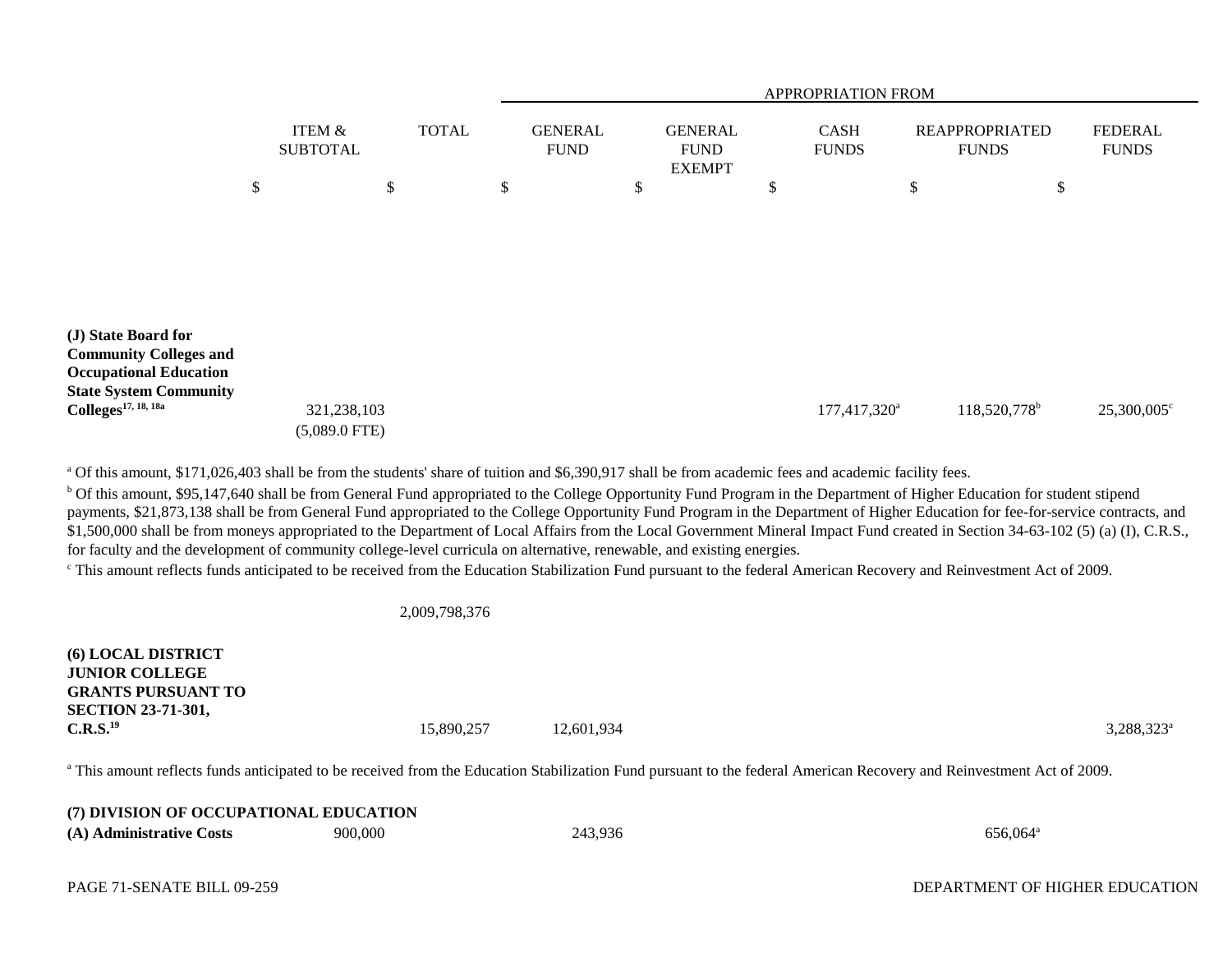| | ITEM & SUBTOTAL | TOTAL | APPROPRIATION FROM GENERAL FUND | GENERAL FUND EXEMPT | CASH FUNDS | REAPPROPRIATED FUNDS | FEDERAL FUNDS |
|---|---|---|---|---|---|---|---|
| | $ | $ | $ | $ | $ | $ | $ |
| **(J) State Board for Community Colleges and Occupational Education State System Community Colleges**[17, 18, 18a] | 321,238,103 (5,089.0 FTE) | | | | 177,417,320[a] | 118,520,778[b] | 25,300,005[c] |

[a] Of this amount, $171,026,403 shall be from the students' share of tuition and $6,390,917 shall be from academic fees and academic facility fees.

[b] Of this amount, $95,147,640 shall be from General Fund appropriated to the College Opportunity Fund Program in the Department of Higher Education for student stipend payments, $21,873,138 shall be from General Fund appropriated to the College Opportunity Fund Program in the Department of Higher Education for fee-for-service contracts, and $1,500,000 shall be from moneys appropriated to the Department of Local Affairs from the Local Government Mineral Impact Fund created in Section 34-63-102 (5) (a) (I), C.R.S., for faculty and the development of community college-level curricula on alternative, renewable, and existing energies.

[c] This amount reflects funds anticipated to be received from the Education Stabilization Fund pursuant to the federal American Recovery and Reinvestment Act of 2009.

| | ITEM & SUBTOTAL | TOTAL | GENERAL FUND | GENERAL FUND EXEMPT | CASH FUNDS | REAPPROPRIATED FUNDS | FEDERAL FUNDS |
|---|---|---|---|---|---|---|---|
| | | 2,009,798,376 | | | | | |
| **(6) LOCAL DISTRICT JUNIOR COLLEGE GRANTS PURSUANT TO SECTION 23-71-301, C.R.S.**[19] | | 15,890,257 | 12,601,934 | | | | 3,288,323[a] |

[a] This amount reflects funds anticipated to be received from the Education Stabilization Fund pursuant to the federal American Recovery and Reinvestment Act of 2009.

**(7) DIVISION OF OCCUPATIONAL EDUCATION**

| | ITEM & SUBTOTAL | TOTAL | GENERAL FUND | GENERAL FUND EXEMPT | CASH FUNDS | REAPPROPRIATED FUNDS | FEDERAL FUNDS |
|---|---|---|---|---|---|---|---|
| **(A) Administrative Costs** | 900,000 | | 243,936 | | | 656,064[a] | |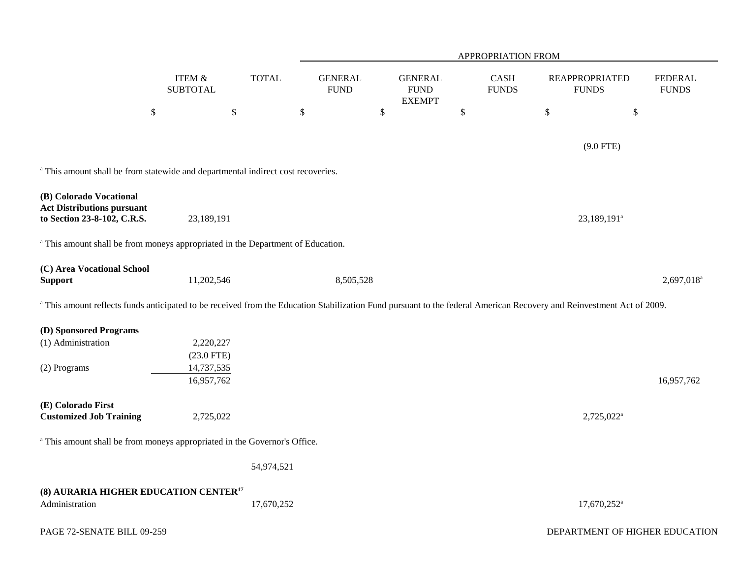| | ITEM & SUBTOTAL | TOTAL | GENERAL FUND | GENERAL FUND EXEMPT | CASH FUNDS | REAPPROPRIATED FUNDS | FEDERAL FUNDS |
|---|---|---|---|---|---|---|---|
| | | | APPROPRIATION FROM | | | | |
| | $ | $ | $ | $ | $ | $ | $ |
| | | | | | | (9.0 FTE) | |

[a] This amount shall be from statewide and departmental indirect cost recoveries.

| | ITEM & SUBTOTAL | TOTAL | GENERAL FUND | GENERAL FUND EXEMPT | CASH FUNDS | REAPPROPRIATED FUNDS | FEDERAL FUNDS |
|---|---|---|---|---|---|---|---|
| **(B) Colorado Vocational Act Distributions pursuant to Section 23-8-102, C.R.S.** | 23,189,191 | | | | | 23,189,191[a] | |

[a] This amount shall be from moneys appropriated in the Department of Education.

| | ITEM & SUBTOTAL | TOTAL | GENERAL FUND | GENERAL FUND EXEMPT | CASH FUNDS | REAPPROPRIATED FUNDS | FEDERAL FUNDS |
|---|---|---|---|---|---|---|---|
| **(C) Area Vocational School Support** | 11,202,546 | | 8,505,528 | | | | 2,697,018[a] |

[a] This amount reflects funds anticipated to be received from the Education Stabilization Fund pursuant to the federal American Recovery and Reinvestment Act of 2009.

| | ITEM & SUBTOTAL | TOTAL | GENERAL FUND | GENERAL FUND EXEMPT | CASH FUNDS | REAPPROPRIATED FUNDS | FEDERAL FUNDS |
|---|---|---|---|---|---|---|---|
| **(D) Sponsored Programs** | | | | | | | |
| (1) Administration | 2,220,227 | | | | | | |
| | (23.0 FTE) | | | | | | |
| (2) Programs | 14,737,535 | | | | | | |
| | 16,957,762 | | | | | | 16,957,762 |
| **(E) Colorado First Customized Job Training** | 2,725,022 | | | | | 2,725,022[a] | |

[a] This amount shall be from moneys appropriated in the Governor's Office.

| | ITEM & SUBTOTAL | TOTAL | GENERAL FUND | GENERAL FUND EXEMPT | CASH FUNDS | REAPPROPRIATED FUNDS | FEDERAL FUNDS |
|---|---|---|---|---|---|---|---|
| | | 54,974,521 | | | | | |
| **(8) AURARIA HIGHER EDUCATION CENTER[17]** | | | | | | | |
| Administration | | 17,670,252 | | | | 17,670,252[a] | |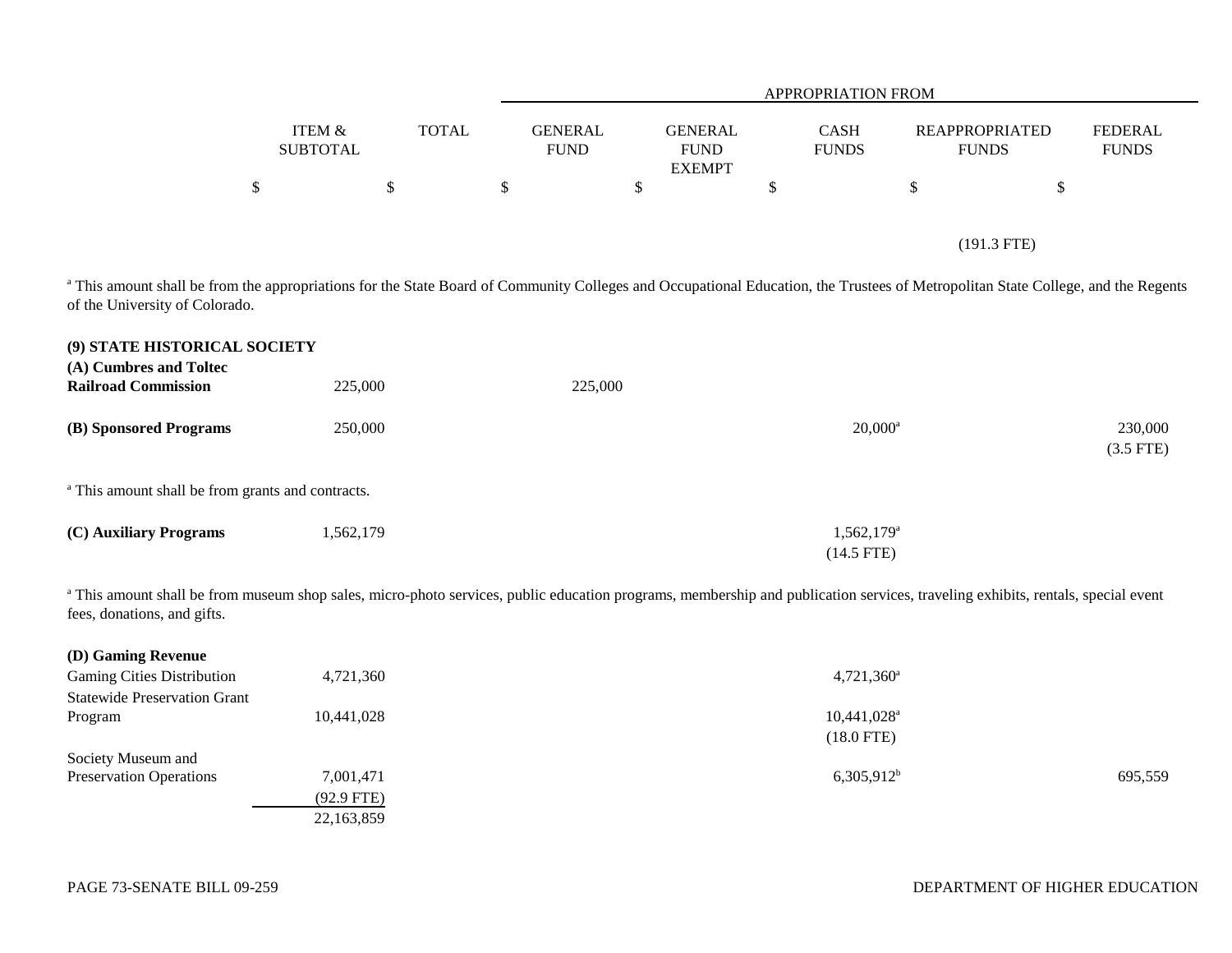| | ITEM & SUBTOTAL | TOTAL | GENERAL FUND | GENERAL FUND EXEMPT | CASH FUNDS | REAPPROPRIATED FUNDS | FEDERAL FUNDS |
|---|---|---|---|---|---|---|---|
| | | | APPROPRIATION FROM | | | | |
| | $ | $ | $ | $ | $ | $ | $ |
| | | | | | | (191.3 FTE) | |

[a] This amount shall be from the appropriations for the State Board of Community Colleges and Occupational Education, the Trustees of Metropolitan State College, and the Regents of the University of Colorado.

| | ITEM & SUBTOTAL | TOTAL | GENERAL FUND | GENERAL FUND EXEMPT | CASH FUNDS | REAPPROPRIATED FUNDS | FEDERAL FUNDS |
|---|---|---|---|---|---|---|---|
| **(9) STATE HISTORICAL SOCIETY** | | | | | | | |
| **(A) Cumbres and Toltec Railroad Commission** | 225,000 | | 225,000 | | | | |
| **(B) Sponsored Programs** | 250,000 | | | | 20,000[a] | | 230,000 (3.5 FTE) |

[a] This amount shall be from grants and contracts.

| | ITEM & SUBTOTAL | TOTAL | GENERAL FUND | GENERAL FUND EXEMPT | CASH FUNDS | REAPPROPRIATED FUNDS | FEDERAL FUNDS |
|---|---|---|---|---|---|---|---|
| **(C) Auxiliary Programs** | 1,562,179 | | | | 1,562,179[a] (14.5 FTE) | | |

[a] This amount shall be from museum shop sales, micro-photo services, public education programs, membership and publication services, traveling exhibits, rentals, special event fees, donations, and gifts.

| | ITEM & SUBTOTAL | TOTAL | GENERAL FUND | GENERAL FUND EXEMPT | CASH FUNDS | REAPPROPRIATED FUNDS | FEDERAL FUNDS |
|---|---|---|---|---|---|---|---|
| **(D) Gaming Revenue** | | | | | | | |
| Gaming Cities Distribution | 4,721,360 | | | | 4,721,360[a] | | |
| Statewide Preservation Grant Program | 10,441,028 | | | | 10,441,028[a] (18.0 FTE) | | |
| Society Museum and Preservation Operations | 7,001,471 (92.9 FTE) | | | | 6,305,912[b] | | 695,559 |
| | 22,163,859 | | | | | | |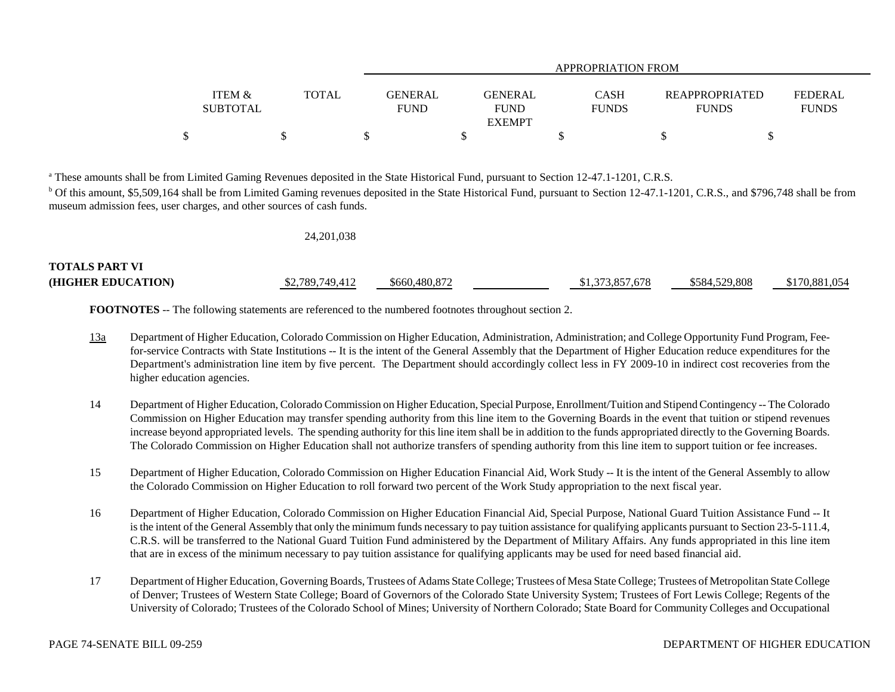| | ITEM & SUBTOTAL | TOTAL | APPROPRIATION FROM GENERAL FUND | GENERAL FUND EXEMPT | CASH FUNDS | REAPPROPRIATED FUNDS | FEDERAL FUNDS |
|---|---|---|---|---|---|---|---|
| | $ | $ | $ | $ | $ | $ | $ |

[a] These amounts shall be from Limited Gaming Revenues deposited in the State Historical Fund, pursuant to Section 12-47.1-1201, C.R.S.

[b] Of this amount, $5,509,164 shall be from Limited Gaming revenues deposited in the State Historical Fund, pursuant to Section 12-47.1-1201, C.R.S., and $796,748 shall be from museum admission fees, user charges, and other sources of cash funds.

| | ITEM & SUBTOTAL | TOTAL | GENERAL FUND | GENERAL FUND EXEMPT | CASH FUNDS | REAPPROPRIATED FUNDS | FEDERAL FUNDS |
|---|---|---|---|---|---|---|---|
| | | 24,201,038 | | | | | |
| **TOTALS PART VI (HIGHER EDUCATION)** | | $2,789,749,412 | $660,480,872 | | $1,373,857,678 | $584,529,808 | $170,881,054 |

**FOOTNOTES** -- The following statements are referenced to the numbered footnotes throughout section 2.

13a Department of Higher Education, Colorado Commission on Higher Education, Administration, Administration; and College Opportunity Fund Program, Fee-for-service Contracts with State Institutions -- It is the intent of the General Assembly that the Department of Higher Education reduce expenditures for the Department's administration line item by five percent. The Department should accordingly collect less in FY 2009-10 in indirect cost recoveries from the higher education agencies.

14 Department of Higher Education, Colorado Commission on Higher Education, Special Purpose, Enrollment/Tuition and Stipend Contingency -- The Colorado Commission on Higher Education may transfer spending authority from this line item to the Governing Boards in the event that tuition or stipend revenues increase beyond appropriated levels. The spending authority for this line item shall be in addition to the funds appropriated directly to the Governing Boards. The Colorado Commission on Higher Education shall not authorize transfers of spending authority from this line item to support tuition or fee increases.

15 Department of Higher Education, Colorado Commission on Higher Education Financial Aid, Work Study -- It is the intent of the General Assembly to allow the Colorado Commission on Higher Education to roll forward two percent of the Work Study appropriation to the next fiscal year.

16 Department of Higher Education, Colorado Commission on Higher Education Financial Aid, Special Purpose, National Guard Tuition Assistance Fund -- It is the intent of the General Assembly that only the minimum funds necessary to pay tuition assistance for qualifying applicants pursuant to Section 23-5-111.4, C.R.S. will be transferred to the National Guard Tuition Fund administered by the Department of Military Affairs. Any funds appropriated in this line item that are in excess of the minimum necessary to pay tuition assistance for qualifying applicants may be used for need based financial aid.

17 Department of Higher Education, Governing Boards, Trustees of Adams State College; Trustees of Mesa State College; Trustees of Metropolitan State College of Denver; Trustees of Western State College; Board of Governors of the Colorado State University System; Trustees of Fort Lewis College; Regents of the University of Colorado; Trustees of the Colorado School of Mines; University of Northern Colorado; State Board for Community Colleges and Occupational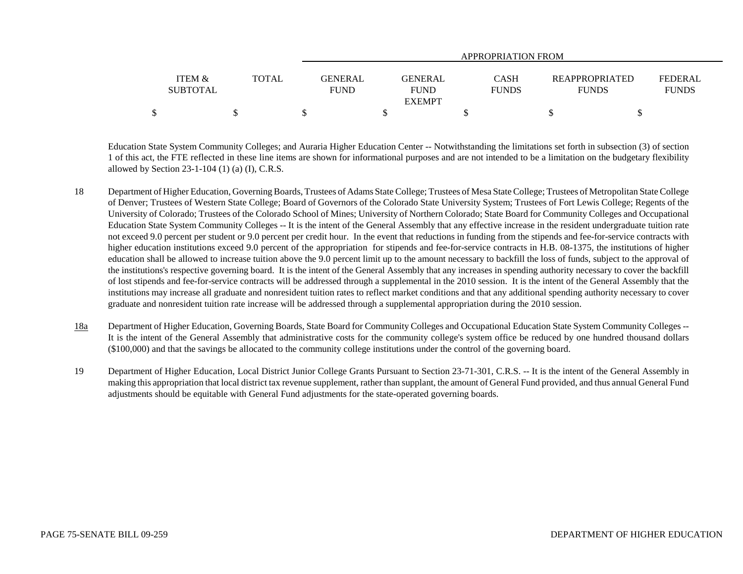| | | | APPROPRIATION FROM | | | | |
|---|---|---|---|---|---|---|---|
| | ITEM & SUBTOTAL | TOTAL | GENERAL FUND | GENERAL FUND EXEMPT | CASH FUNDS | REAPPROPRIATED FUNDS | FEDERAL FUNDS |
| | $ | $ | $ | $ | $ | $ | $ |

Education State System Community Colleges; and Auraria Higher Education Center -- Notwithstanding the limitations set forth in subsection (3) of section 1 of this act, the FTE reflected in these line items are shown for informational purposes and are not intended to be a limitation on the budgetary flexibility allowed by Section 23-1-104 (1) (a) (I), C.R.S.

18 Department of Higher Education, Governing Boards, Trustees of Adams State College; Trustees of Mesa State College; Trustees of Metropolitan State College of Denver; Trustees of Western State College; Board of Governors of the Colorado State University System; Trustees of Fort Lewis College; Regents of the University of Colorado; Trustees of the Colorado School of Mines; University of Northern Colorado; State Board for Community Colleges and Occupational Education State System Community Colleges -- It is the intent of the General Assembly that any effective increase in the resident undergraduate tuition rate not exceed 9.0 percent per student or 9.0 percent per credit hour. In the event that reductions in funding from the stipends and fee-for-service contracts with higher education institutions exceed 9.0 percent of the appropriation for stipends and fee-for-service contracts in H.B. 08-1375, the institutions of higher education shall be allowed to increase tuition above the 9.0 percent limit up to the amount necessary to backfill the loss of funds, subject to the approval of the institutions's respective governing board. It is the intent of the General Assembly that any increases in spending authority necessary to cover the backfill of lost stipends and fee-for-service contracts will be addressed through a supplemental in the 2010 session. It is the intent of the General Assembly that the institutions may increase all graduate and nonresident tuition rates to reflect market conditions and that any additional spending authority necessary to cover graduate and nonresident tuition rate increase will be addressed through a supplemental appropriation during the 2010 session.

18a Department of Higher Education, Governing Boards, State Board for Community Colleges and Occupational Education State System Community Colleges -- It is the intent of the General Assembly that administrative costs for the community college's system office be reduced by one hundred thousand dollars ($100,000) and that the savings be allocated to the community college institutions under the control of the governing board.

19 Department of Higher Education, Local District Junior College Grants Pursuant to Section 23-71-301, C.R.S. -- It is the intent of the General Assembly in making this appropriation that local district tax revenue supplement, rather than supplant, the amount of General Fund provided, and thus annual General Fund adjustments should be equitable with General Fund adjustments for the state-operated governing boards.